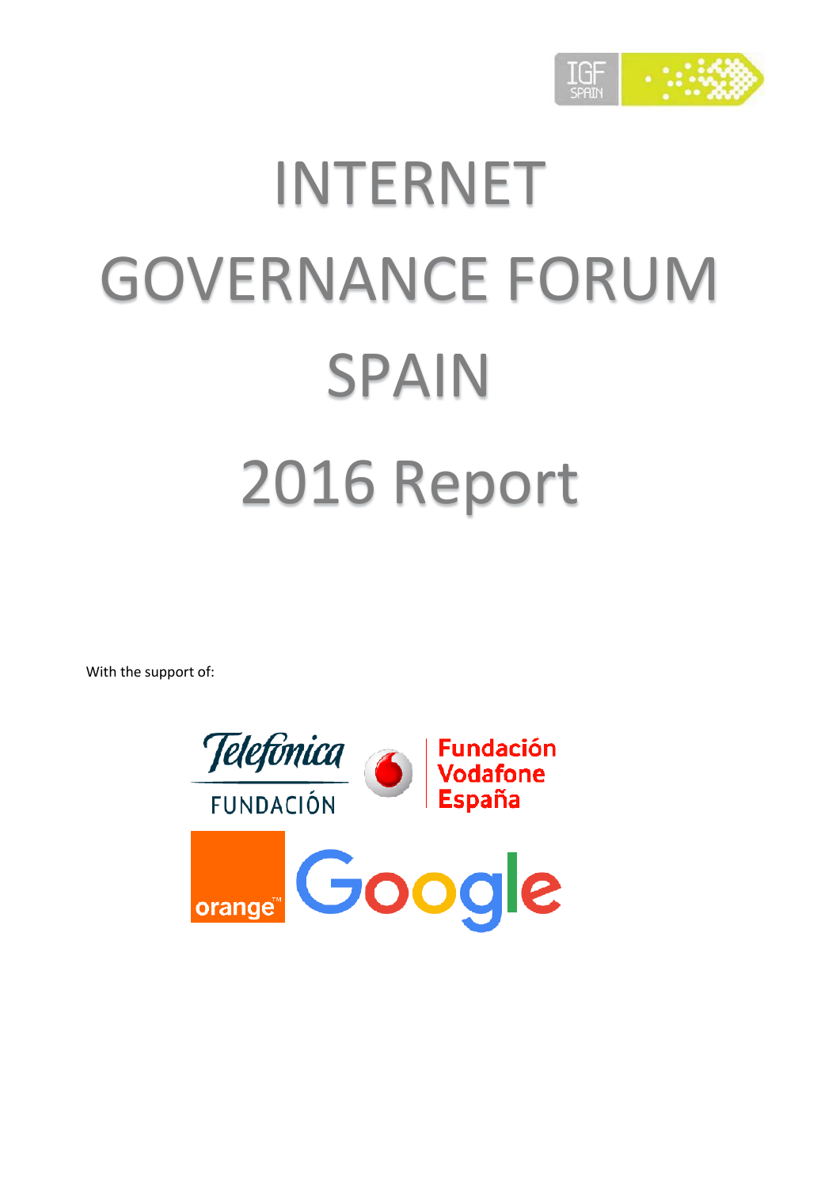# INTERNET GOVERNANCE FORUM SPAIN

# 2016 Report

With the support of: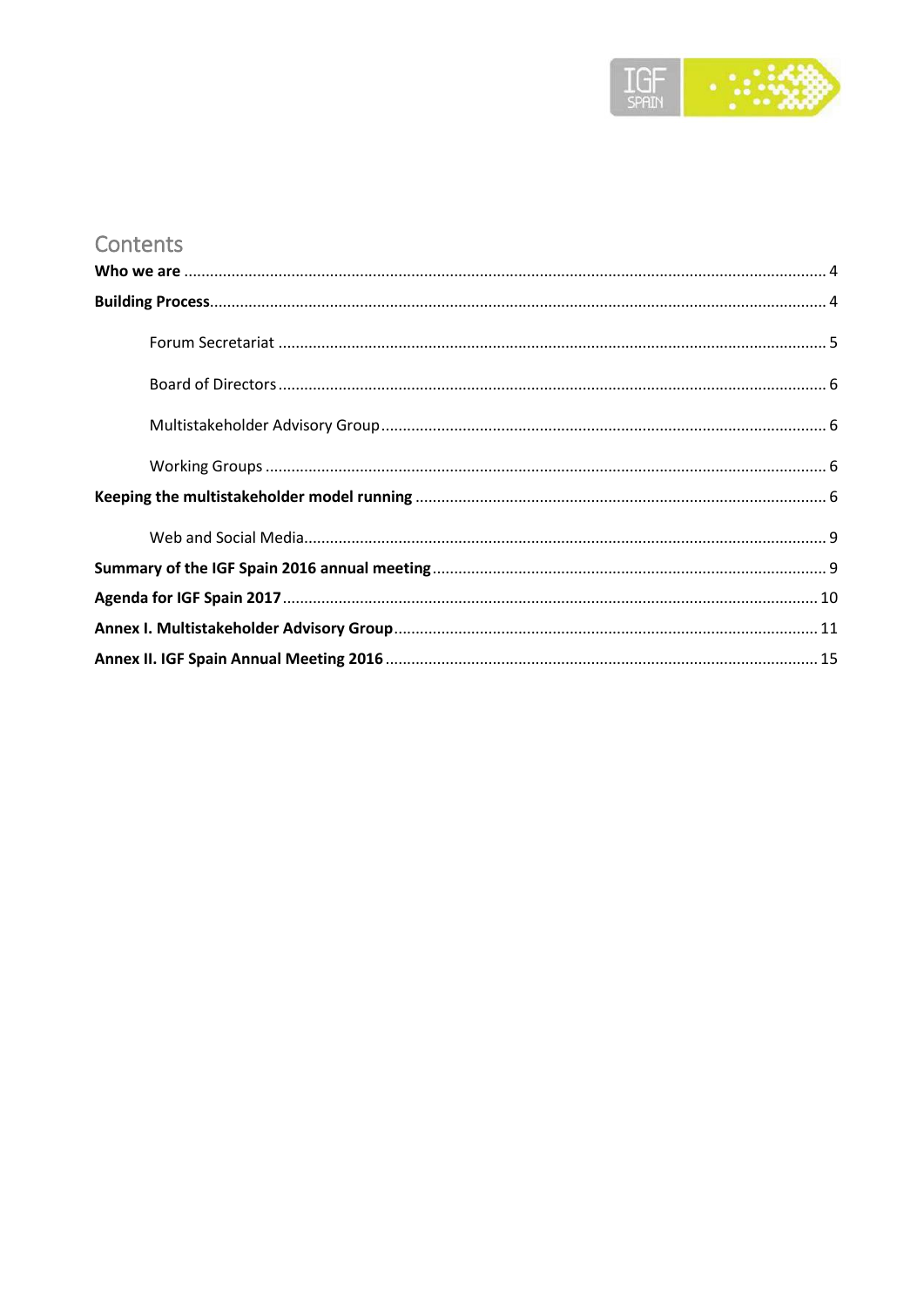## Contents

**Who we are** .................................................................................................................................... 4

**Building Process**............................................................................................................................. 4

Forum Secretariat ............................................................................................................ 5

Board of Directors............................................................................................................. 6

Multistakeholder Advisory Group..................................................................................... 6

Working Groups ................................................................................................................ 6

**Keeping the multistakeholder model running** ............................................................................... 6

Web and Social Media....................................................................................................... 9

**Summary of the IGF Spain 2016 annual meeting**........................................................................... 9

**Agenda for IGF Spain 2017**........................................................................................................... 10

**Annex I. Multistakeholder Advisory Group**.................................................................................. 11

**Annex II. IGF Spain Annual Meeting 2016** .................................................................................... 15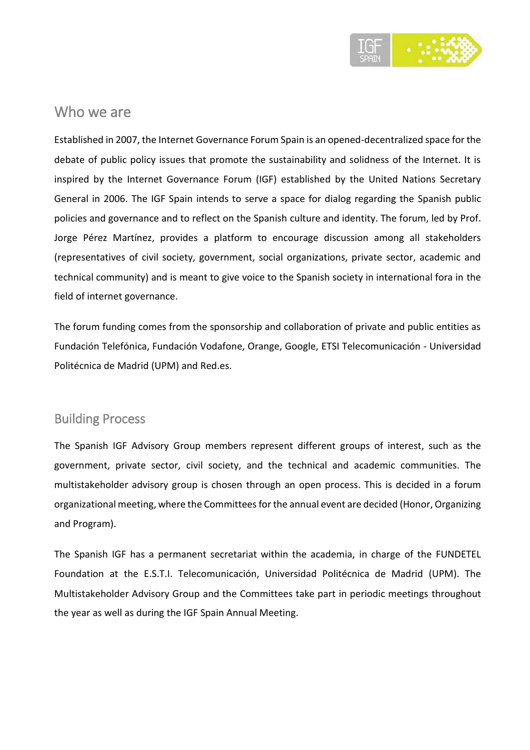## Who we are

Established in 2007, the Internet Governance Forum Spain is an opened-decentralized space for the debate of public policy issues that promote the sustainability and solidness of the Internet. It is inspired by the Internet Governance Forum (IGF) established by the United Nations Secretary General in 2006. The IGF Spain intends to serve a space for dialog regarding the Spanish public policies and governance and to reflect on the Spanish culture and identity. The forum, led by Prof. Jorge Pérez Martínez, provides a platform to encourage discussion among all stakeholders (representatives of civil society, government, social organizations, private sector, academic and technical community) and is meant to give voice to the Spanish society in international fora in the field of internet governance.

The forum funding comes from the sponsorship and collaboration of private and public entities as Fundación Telefónica, Fundación Vodafone, Orange, Google, ETSI Telecomunicación - Universidad Politécnica de Madrid (UPM) and Red.es.

## Building Process

The Spanish IGF Advisory Group members represent different groups of interest, such as the government, private sector, civil society, and the technical and academic communities. The multistakeholder advisory group is chosen through an open process. This is decided in a forum organizational meeting, where the Committees for the annual event are decided (Honor, Organizing and Program).

The Spanish IGF has a permanent secretariat within the academia, in charge of the FUNDETEL Foundation at the E.S.T.I. Telecomunicación, Universidad Politécnica de Madrid (UPM). The Multistakeholder Advisory Group and the Committees take part in periodic meetings throughout the year as well as during the IGF Spain Annual Meeting.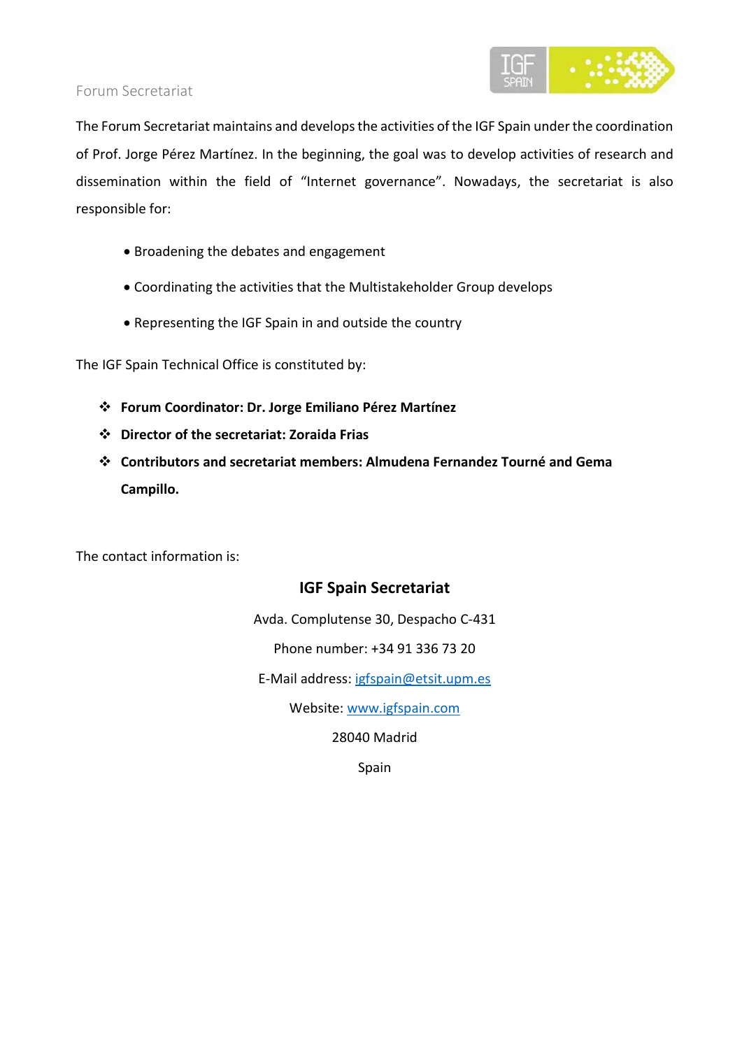## Forum Secretariat

The Forum Secretariat maintains and develops the activities of the IGF Spain under the coordination of Prof. Jorge Pérez Martínez. In the beginning, the goal was to develop activities of research and dissemination within the field of "Internet governance". Nowadays, the secretariat is also responsible for:

- Broadening the debates and engagement
- Coordinating the activities that the Multistakeholder Group develops
- Representing the IGF Spain in and outside the country

The IGF Spain Technical Office is constituted by:

- **Forum Coordinator: Dr. Jorge Emiliano Pérez Martínez**
- **Director of the secretariat: Zoraida Frias**
- **Contributors and secretariat members: Almudena Fernandez Tourné and Gema Campillo.**

The contact information is:

**IGF Spain Secretariat**

Avda. Complutense 30, Despacho C-431

Phone number: +34 91 336 73 20

E-Mail address: igfspain@etsit.upm.es

Website: www.igfspain.com

28040 Madrid

Spain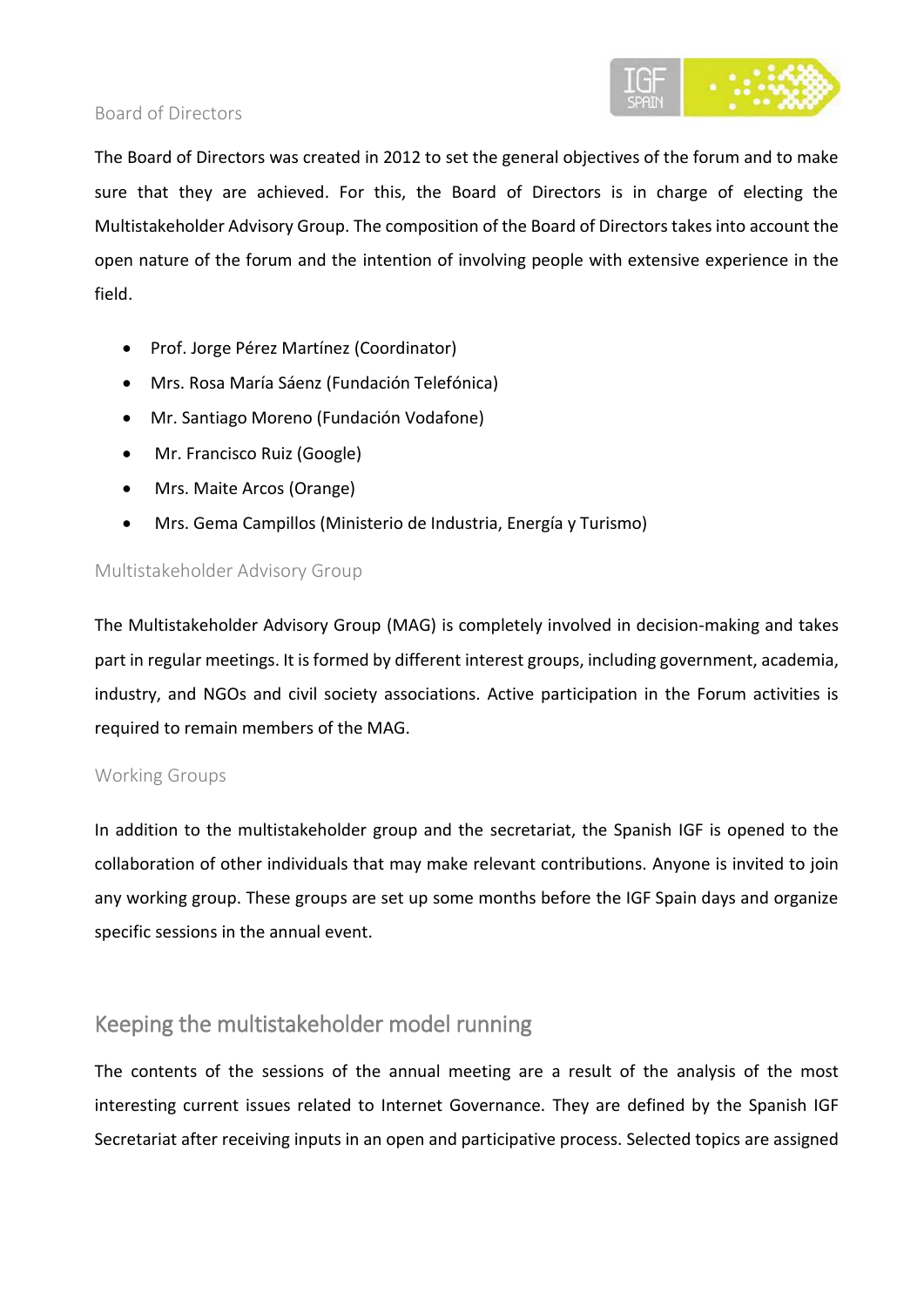### Board of Directors

The Board of Directors was created in 2012 to set the general objectives of the forum and to make sure that they are achieved. For this, the Board of Directors is in charge of electing the Multistakeholder Advisory Group. The composition of the Board of Directors takes into account the open nature of the forum and the intention of involving people with extensive experience in the field.

- Prof. Jorge Pérez Martínez (Coordinator)
- Mrs. Rosa María Sáenz (Fundación Telefónica)
- Mr. Santiago Moreno (Fundación Vodafone)
- Mr. Francisco Ruiz (Google)
- Mrs. Maite Arcos (Orange)
- Mrs. Gema Campillos (Ministerio de Industria, Energía y Turismo)

### Multistakeholder Advisory Group

The Multistakeholder Advisory Group (MAG) is completely involved in decision-making and takes part in regular meetings. It is formed by different interest groups, including government, academia, industry, and NGOs and civil society associations. Active participation in the Forum activities is required to remain members of the MAG.

### Working Groups

In addition to the multistakeholder group and the secretariat, the Spanish IGF is opened to the collaboration of other individuals that may make relevant contributions. Anyone is invited to join any working group. These groups are set up some months before the IGF Spain days and organize specific sessions in the annual event.

## Keeping the multistakeholder model running

The contents of the sessions of the annual meeting are a result of the analysis of the most interesting current issues related to Internet Governance. They are defined by the Spanish IGF Secretariat after receiving inputs in an open and participative process. Selected topics are assigned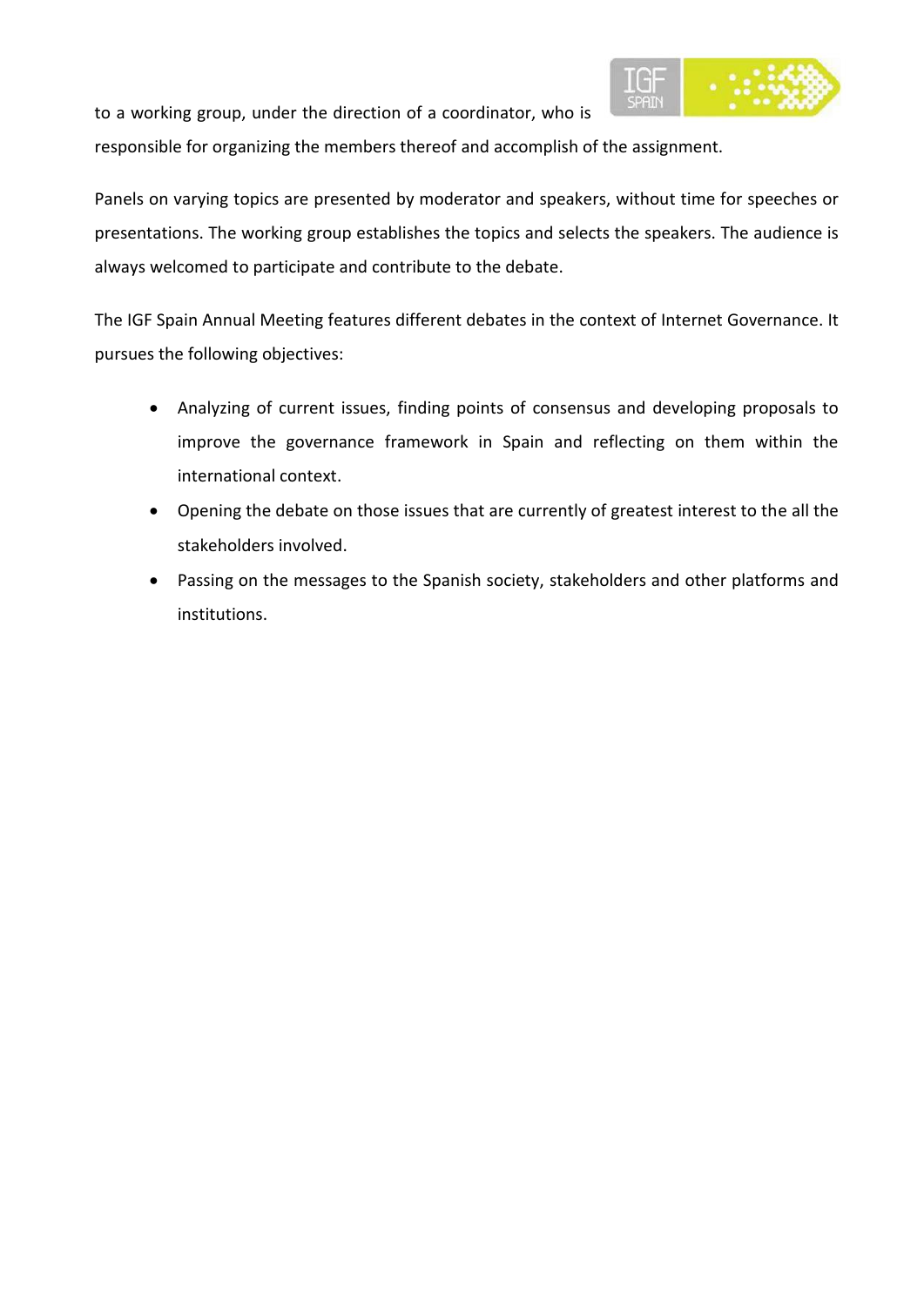to a working group, under the direction of a coordinator, who is responsible for organizing the members thereof and accomplish of the assignment.

Panels on varying topics are presented by moderator and speakers, without time for speeches or presentations. The working group establishes the topics and selects the speakers. The audience is always welcomed to participate and contribute to the debate.

The IGF Spain Annual Meeting features different debates in the context of Internet Governance. It pursues the following objectives:

- Analyzing of current issues, finding points of consensus and developing proposals to improve the governance framework in Spain and reflecting on them within the international context.
- Opening the debate on those issues that are currently of greatest interest to the all the stakeholders involved.
- Passing on the messages to the Spanish society, stakeholders and other platforms and institutions.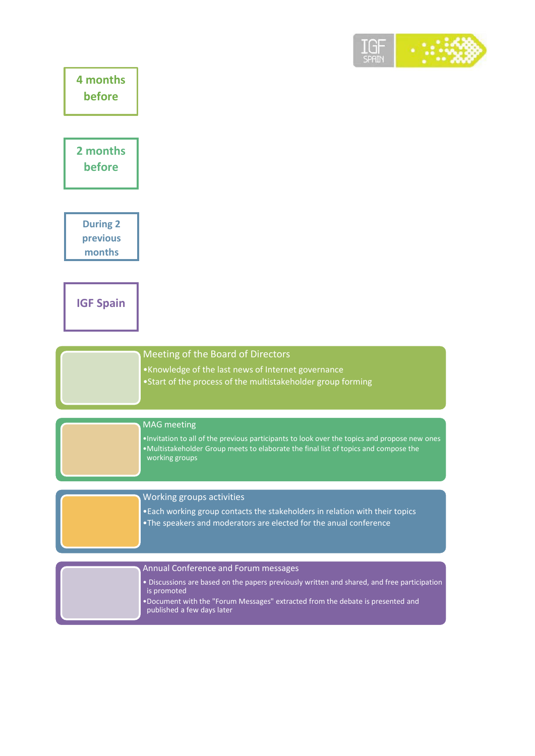**4 months before**

**2 months before**

**During 2 previous months**

**IGF Spain**

Meeting of the Board of Directors

- Knowledge of the last news of Internet governance
- Start of the process of the multistakeholder group forming

MAG meeting

- Invitation to all of the previous participants to look over the topics and propose new ones
- Multistakeholder Group meets to elaborate the final list of topics and compose the working groups

Working groups activities

- Each working group contacts the stakeholders in relation with their topics
- The speakers and moderators are elected for the anual conference

Annual Conference and Forum messages

- Discussions are based on the papers previously written and shared, and free participation is promoted
- Document with the "Forum Messages" extracted from the debate is presented and published a few days later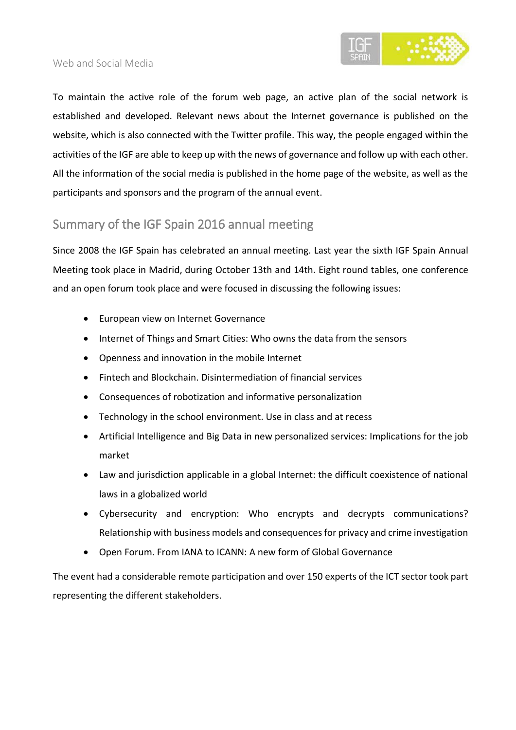## Web and Social Media

To maintain the active role of the forum web page, an active plan of the social network is established and developed. Relevant news about the Internet governance is published on the website, which is also connected with the Twitter profile. This way, the people engaged within the activities of the IGF are able to keep up with the news of governance and follow up with each other. All the information of the social media is published in the home page of the website, as well as the participants and sponsors and the program of the annual event.

## Summary of the IGF Spain 2016 annual meeting

Since 2008 the IGF Spain has celebrated an annual meeting. Last year the sixth IGF Spain Annual Meeting took place in Madrid, during October 13th and 14th. Eight round tables, one conference and an open forum took place and were focused in discussing the following issues:

- European view on Internet Governance
- Internet of Things and Smart Cities: Who owns the data from the sensors
- Openness and innovation in the mobile Internet
- Fintech and Blockchain. Disintermediation of financial services
- Consequences of robotization and informative personalization
- Technology in the school environment. Use in class and at recess
- Artificial Intelligence and Big Data in new personalized services: Implications for the job market
- Law and jurisdiction applicable in a global Internet: the difficult coexistence of national laws in a globalized world
- Cybersecurity and encryption: Who encrypts and decrypts communications? Relationship with business models and consequences for privacy and crime investigation
- Open Forum. From IANA to ICANN: A new form of Global Governance

The event had a considerable remote participation and over 150 experts of the ICT sector took part representing the different stakeholders.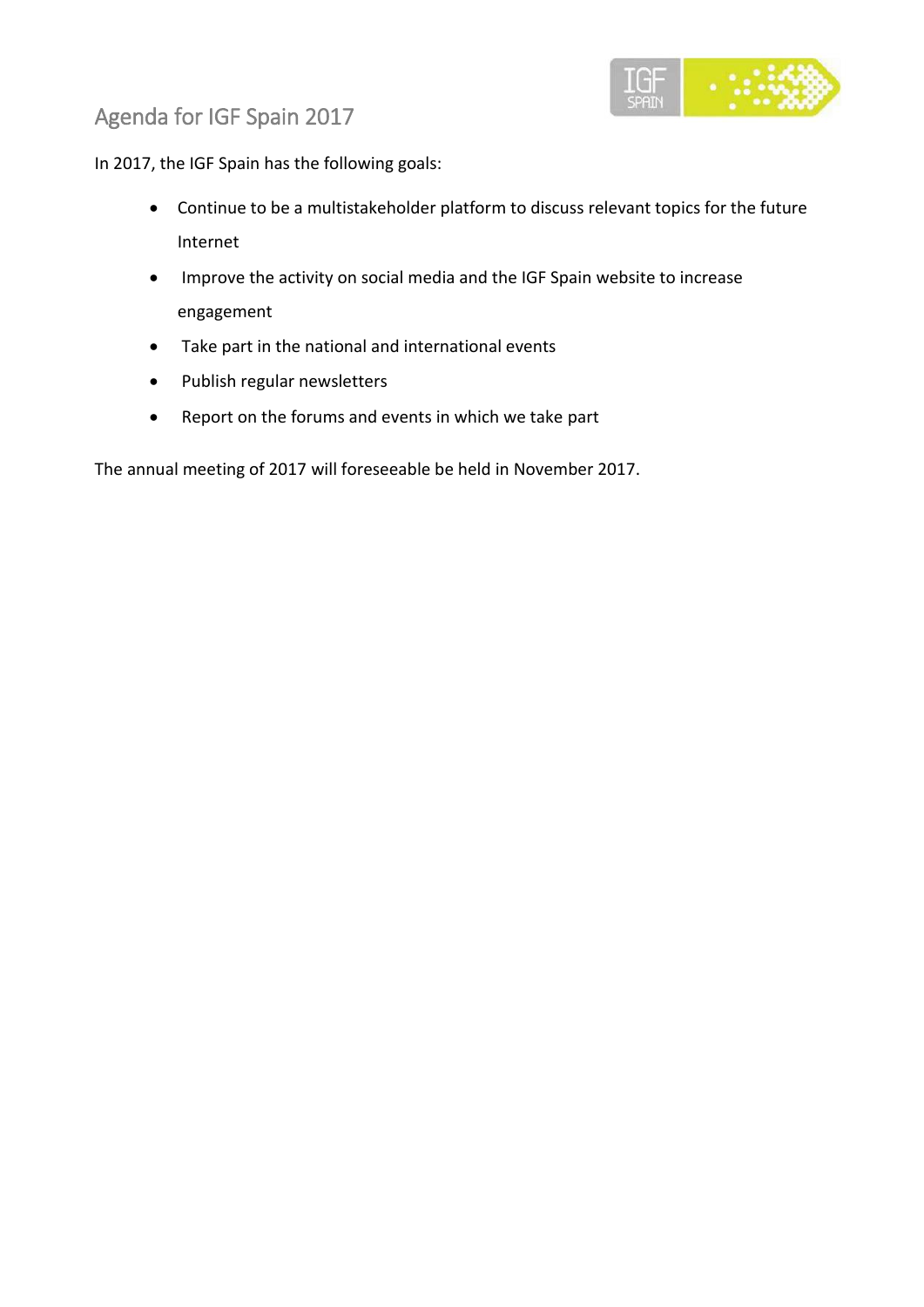## Agenda for IGF Spain 2017

In 2017, the IGF Spain has the following goals:

- Continue to be a multistakeholder platform to discuss relevant topics for the future Internet
- Improve the activity on social media and the IGF Spain website to increase engagement
- Take part in the national and international events
- Publish regular newsletters
- Report on the forums and events in which we take part

The annual meeting of 2017 will foreseeable be held in November 2017.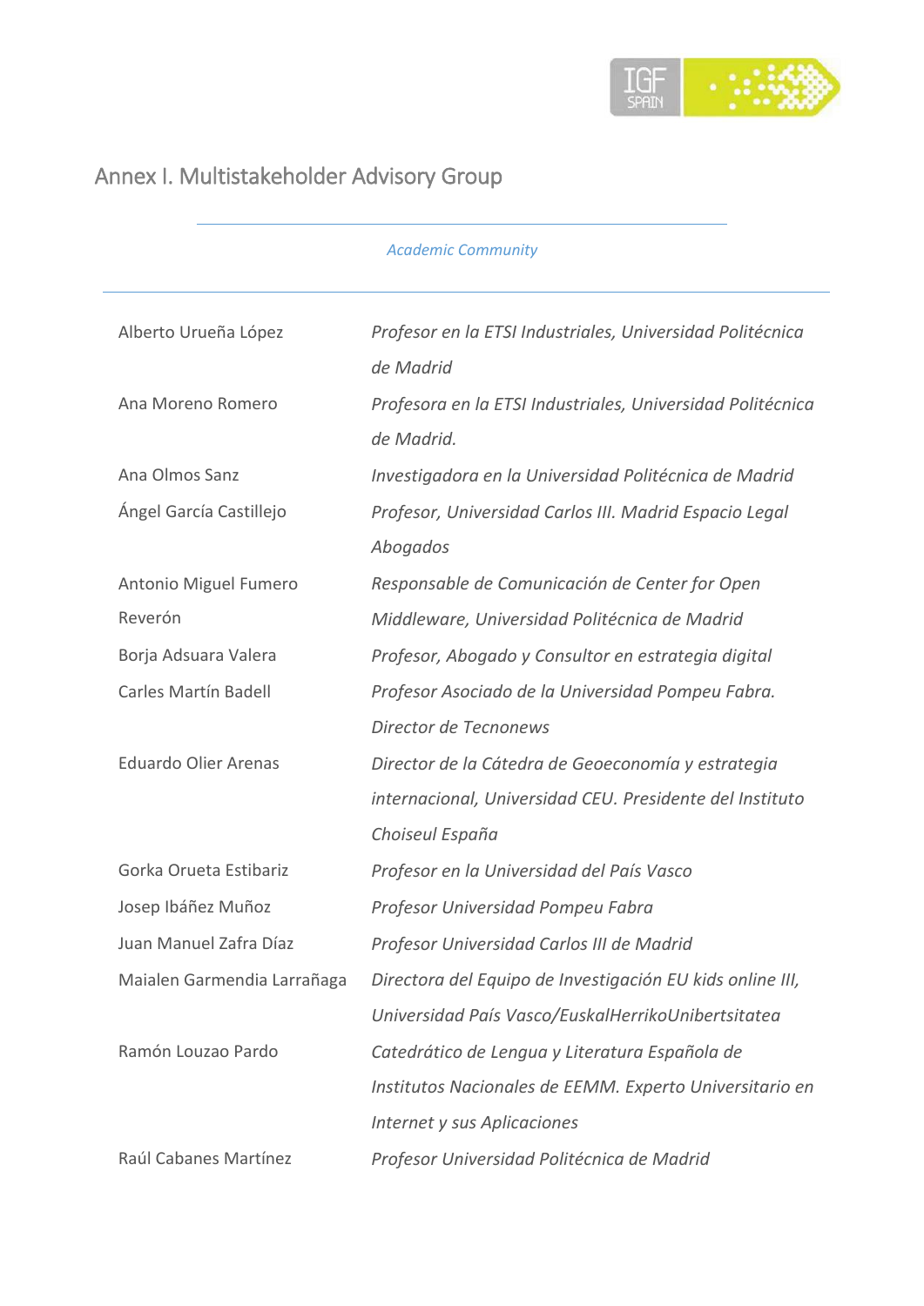# Annex I. Multistakeholder Advisory Group

*Academic Community*

| | |
|---|---|
| Alberto Urueña López | *Profesor en la ETSI Industriales, Universidad Politécnica de Madrid* |
| Ana Moreno Romero | *Profesora en la ETSI Industriales, Universidad Politécnica de Madrid.* |
| Ana Olmos Sanz | *Investigadora en la Universidad Politécnica de Madrid* |
| Ángel García Castillejo | *Profesor, Universidad Carlos III. Madrid Espacio Legal Abogados* |
| Antonio Miguel Fumero Reverón | *Responsable de Comunicación de Center for Open Middleware, Universidad Politécnica de Madrid* |
| Borja Adsuara Valera | *Profesor, Abogado y Consultor en estrategia digital* |
| Carles Martín Badell | *Profesor Asociado de la Universidad Pompeu Fabra. Director de Tecnonews* |
| Eduardo Olier Arenas | *Director de la Cátedra de Geoeconomía y estrategia internacional, Universidad CEU. Presidente del Instituto Choiseul España* |
| Gorka Orueta Estibariz | *Profesor en la Universidad del País Vasco* |
| Josep Ibáñez Muñoz | *Profesor Universidad Pompeu Fabra* |
| Juan Manuel Zafra Díaz | *Profesor Universidad Carlos III de Madrid* |
| Maialen Garmendia Larrañaga | *Directora del Equipo de Investigación EU kids online III, Universidad País Vasco/EuskalHerrikoUnibertsitatea* |
| Ramón Louzao Pardo | *Catedrático de Lengua y Literatura Española de Institutos Nacionales de EEMM. Experto Universitario en Internet y sus Aplicaciones* |
| Raúl Cabanes Martínez | *Profesor Universidad Politécnica de Madrid* |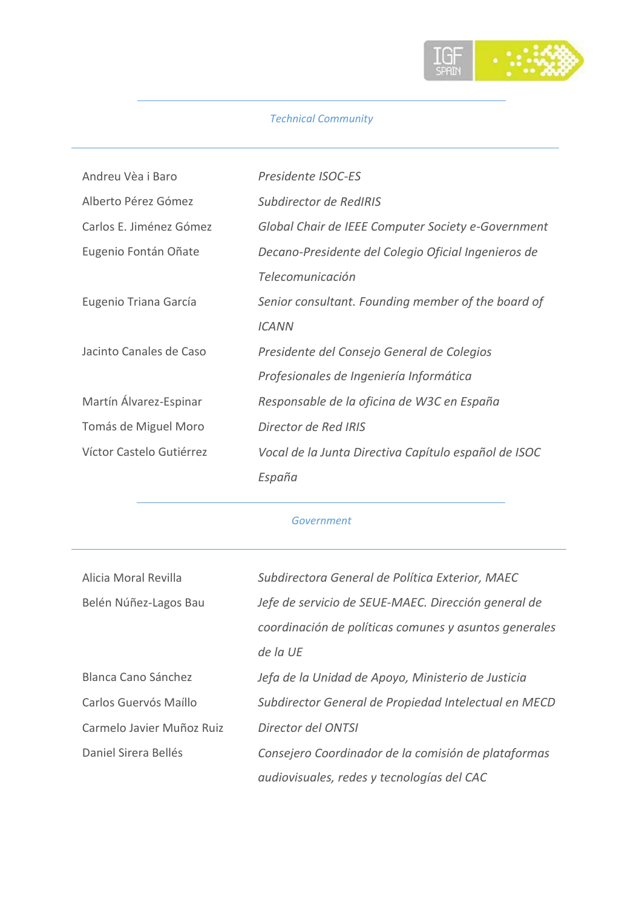*Technical Community*

| | |
|---|---|
| Andreu Vèa i Baro | *Presidente ISOC-ES* |
| Alberto Pérez Gómez | *Subdirector de RedIRIS* |
| Carlos E. Jiménez Gómez | *Global Chair de IEEE Computer Society e-Government* |
| Eugenio Fontán Oñate | *Decano-Presidente del Colegio Oficial Ingenieros de Telecomunicación* |
| Eugenio Triana García | *Senior consultant. Founding member of the board of ICANN* |
| Jacinto Canales de Caso | *Presidente del Consejo General de Colegios Profesionales de Ingeniería Informática* |
| Martín Álvarez-Espinar | *Responsable de la oficina de W3C en España* |
| Tomás de Miguel Moro | *Director de Red IRIS* |
| Víctor Castelo Gutiérrez | *Vocal de la Junta Directiva Capítulo español de ISOC España* |

*Government*

| | |
|---|---|
| Alicia Moral Revilla | *Subdirectora General de Política Exterior, MAEC* |
| Belén Núñez-Lagos Bau | *Jefe de servicio de SEUE-MAEC. Dirección general de coordinación de políticas comunes y asuntos generales de la UE* |
| Blanca Cano Sánchez | *Jefa de la Unidad de Apoyo, Ministerio de Justicia* |
| Carlos Guervós Maíllo | *Subdirector General de Propiedad Intelectual en MECD* |
| Carmelo Javier Muñoz Ruiz | *Director del ONTSI* |
| Daniel Sirera Bellés | *Consejero Coordinador de la comisión de plataformas audiovisuales, redes y tecnologías del CAC* |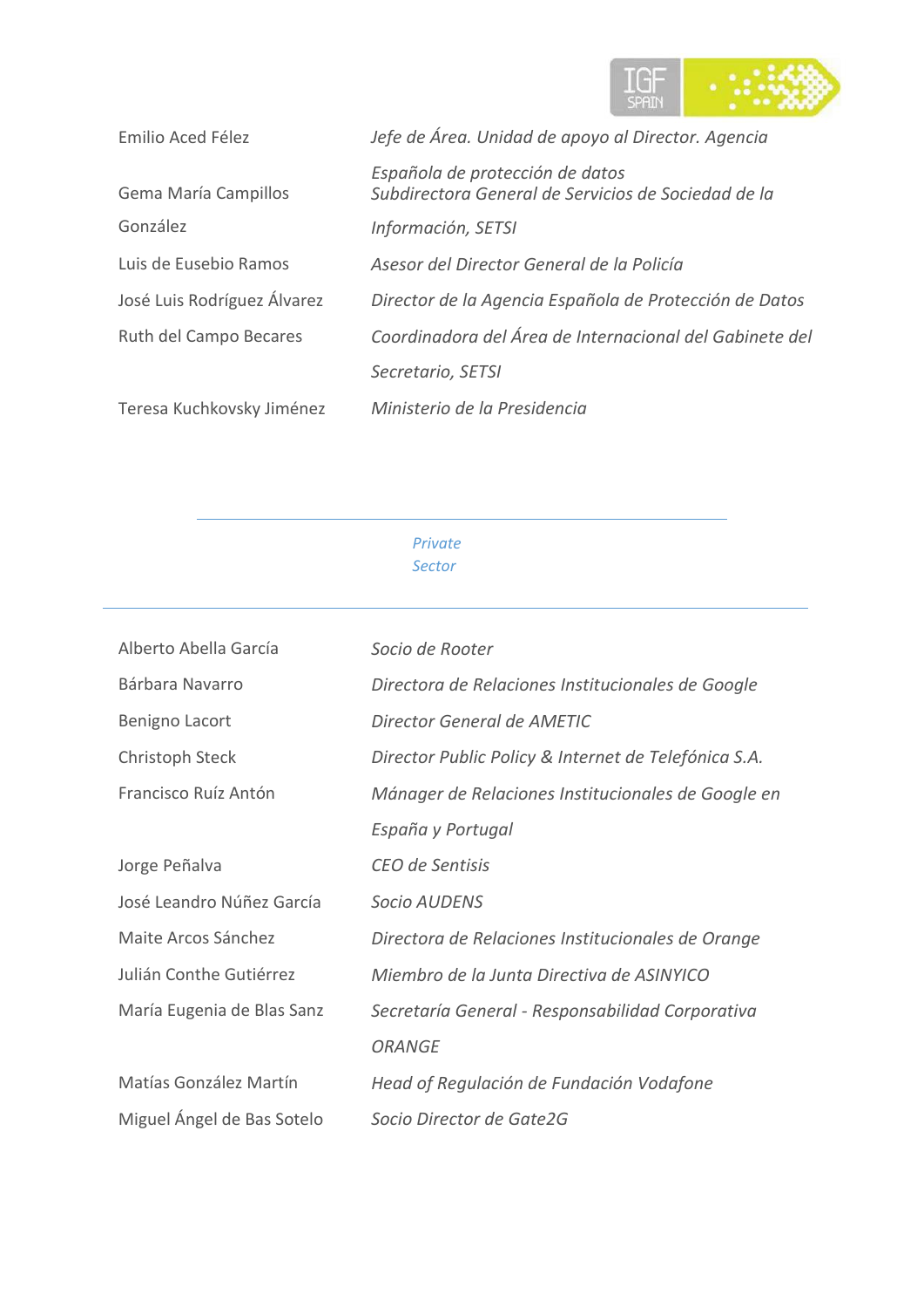| | |
|---|---|
| Emilio Aced Félez | *Jefe de Área. Unidad de apoyo al Director. Agencia Española de protección de datos* |
| Gema María Campillos González | *Subdirectora General de Servicios de Sociedad de la Información, SETSI* |
| Luis de Eusebio Ramos | *Asesor del Director General de la Policía* |
| José Luis Rodríguez Álvarez | *Director de la Agencia Española de Protección de Datos* |
| Ruth del Campo Becares | *Coordinadora del Área de Internacional del Gabinete del Secretario, SETSI* |
| Teresa Kuchkovsky Jiménez | *Ministerio de la Presidencia* |

---

*Private Sector*

---

| | |
|---|---|
| Alberto Abella García | *Socio de Rooter* |
| Bárbara Navarro | *Directora de Relaciones Institucionales de Google* |
| Benigno Lacort | *Director General de AMETIC* |
| Christoph Steck | *Director Public Policy & Internet de Telefónica S.A.* |
| Francisco Ruíz Antón | *Mánager de Relaciones Institucionales de Google en España y Portugal* |
| Jorge Peñalva | *CEO de Sentisis* |
| José Leandro Núñez García | *Socio AUDENS* |
| Maite Arcos Sánchez | *Directora de Relaciones Institucionales de Orange* |
| Julián Conthe Gutiérrez | *Miembro de la Junta Directiva de ASINYICO* |
| María Eugenia de Blas Sanz | *Secretaría General - Responsabilidad Corporativa ORANGE* |
| Matías González Martín | *Head of Regulación de Fundación Vodafone* |
| Miguel Ángel de Bas Sotelo | *Socio Director de Gate2G* |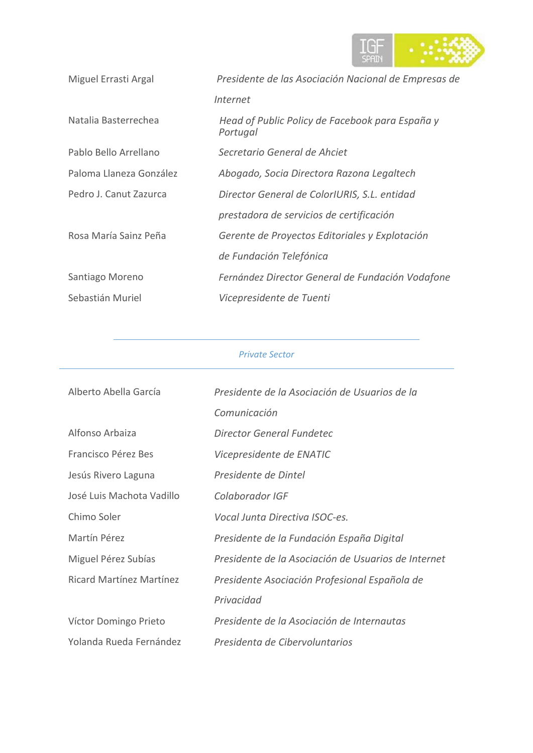| | |
|---|---|
| Miguel Errasti Argal | *Presidente de las Asociación Nacional de Empresas de Internet* |
| Natalia Basterrechea | *Head of Public Policy de Facebook para España y Portugal* |
| Pablo Bello Arrellano | *Secretario General de Ahciet* |
| Paloma Llaneza González | *Abogado, Socia Directora Razona Legaltech* |
| Pedro J. Canut Zazurca | *Director General de ColorIURIS, S.L. entidad prestadora de servicios de certificación* |
| Rosa María Sainz Peña | *Gerente de Proyectos Editoriales y Explotación de Fundación Telefónica* |
| Santiago Moreno | *Fernández Director General de Fundación Vodafone* |
| Sebastián Muriel | *Vicepresidente de Tuenti* |

*Private Sector*

| | |
|---|---|
| Alberto Abella García | *Presidente de la Asociación de Usuarios de la Comunicación* |
| Alfonso Arbaiza | *Director General Fundetec* |
| Francisco Pérez Bes | *Vicepresidente de ENATIC* |
| Jesús Rivero Laguna | *Presidente de Dintel* |
| José Luis Machota Vadillo | *Colaborador IGF* |
| Chimo Soler | *Vocal Junta Directiva ISOC-es.* |
| Martín Pérez | *Presidente de la Fundación España Digital* |
| Miguel Pérez Subías | *Presidente de la Asociación de Usuarios de Internet* |
| Ricard Martínez Martínez | *Presidente Asociación Profesional Española de Privacidad* |
| Víctor Domingo Prieto | *Presidente de la Asociación de Internautas* |
| Yolanda Rueda Fernández | *Presidenta de Cibervoluntarios* |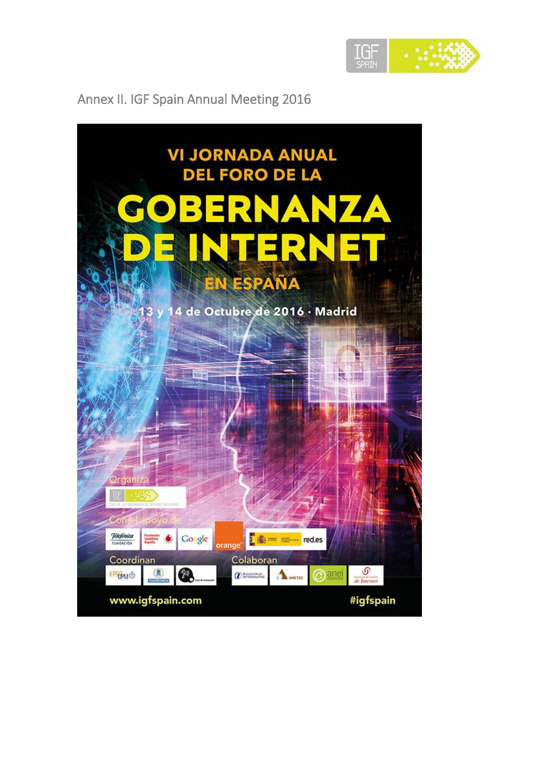## Annex II. IGF Spain Annual Meeting 2016

VI JORNADA ANUAL DEL FORO DE LA

# GOBERNANZA DE INTERNET

EN ESPAÑA

13 y 14 de Octubre de 2016 · Madrid

Organiza

Con el apoyo de

Coordinan

Colaboran

www.igfspain.com

#igfspain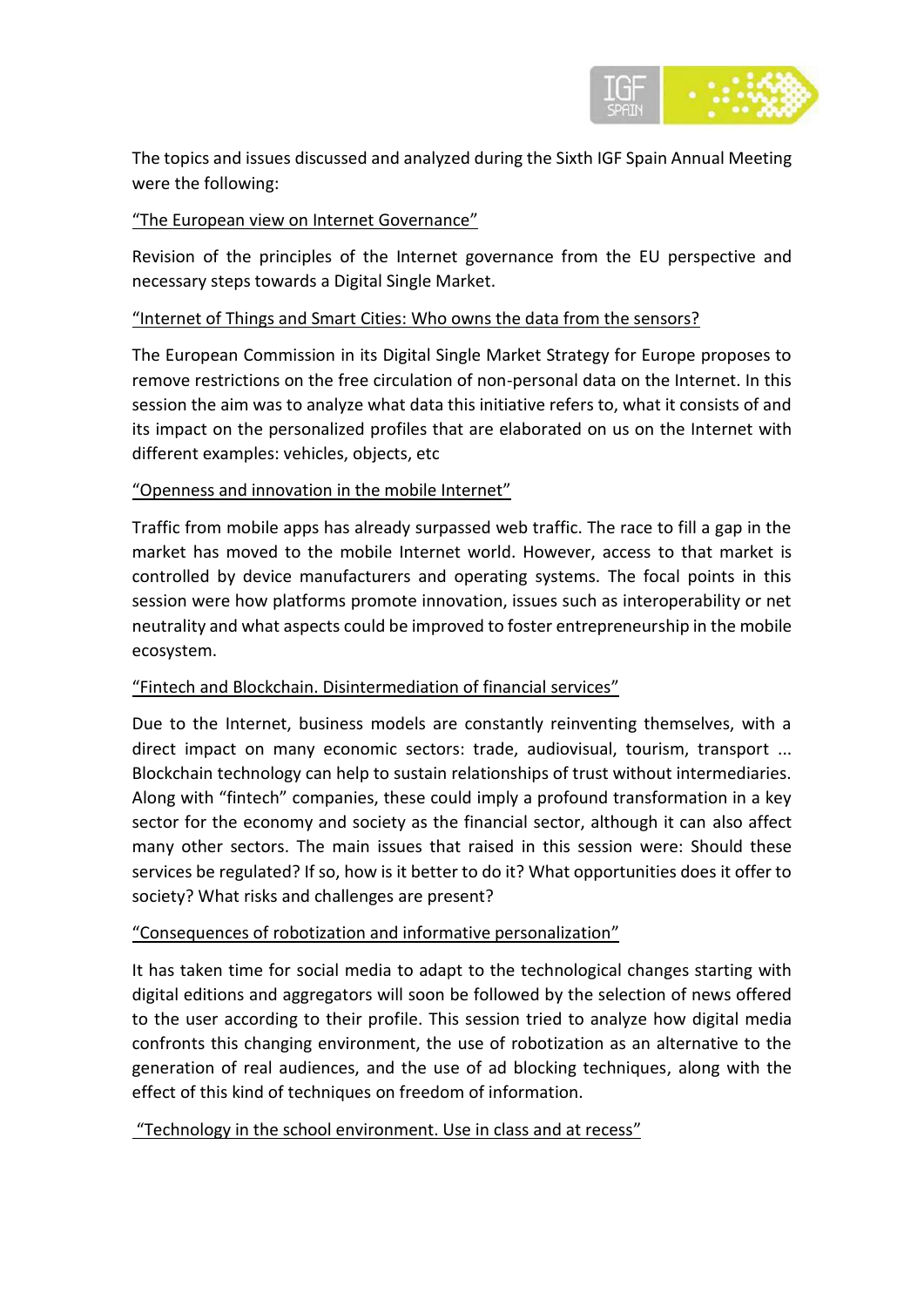The topics and issues discussed and analyzed during the Sixth IGF Spain Annual Meeting were the following:

“The European view on Internet Governance”

Revision of the principles of the Internet governance from the EU perspective and necessary steps towards a Digital Single Market.

“Internet of Things and Smart Cities: Who owns the data from the sensors?

The European Commission in its Digital Single Market Strategy for Europe proposes to remove restrictions on the free circulation of non-personal data on the Internet. In this session the aim was to analyze what data this initiative refers to, what it consists of and its impact on the personalized profiles that are elaborated on us on the Internet with different examples: vehicles, objects, etc

“Openness and innovation in the mobile Internet”

Traffic from mobile apps has already surpassed web traffic. The race to fill a gap in the market has moved to the mobile Internet world. However, access to that market is controlled by device manufacturers and operating systems. The focal points in this session were how platforms promote innovation, issues such as interoperability or net neutrality and what aspects could be improved to foster entrepreneurship in the mobile ecosystem.

“Fintech and Blockchain. Disintermediation of financial services”

Due to the Internet, business models are constantly reinventing themselves, with a direct impact on many economic sectors: trade, audiovisual, tourism, transport ... Blockchain technology can help to sustain relationships of trust without intermediaries. Along with “fintech” companies, these could imply a profound transformation in a key sector for the economy and society as the financial sector, although it can also affect many other sectors. The main issues that raised in this session were: Should these services be regulated? If so, how is it better to do it? What opportunities does it offer to society? What risks and challenges are present?

“Consequences of robotization and informative personalization”

It has taken time for social media to adapt to the technological changes starting with digital editions and aggregators will soon be followed by the selection of news offered to the user according to their profile. This session tried to analyze how digital media confronts this changing environment, the use of robotization as an alternative to the generation of real audiences, and the use of ad blocking techniques, along with the effect of this kind of techniques on freedom of information.

“Technology in the school environment. Use in class and at recess”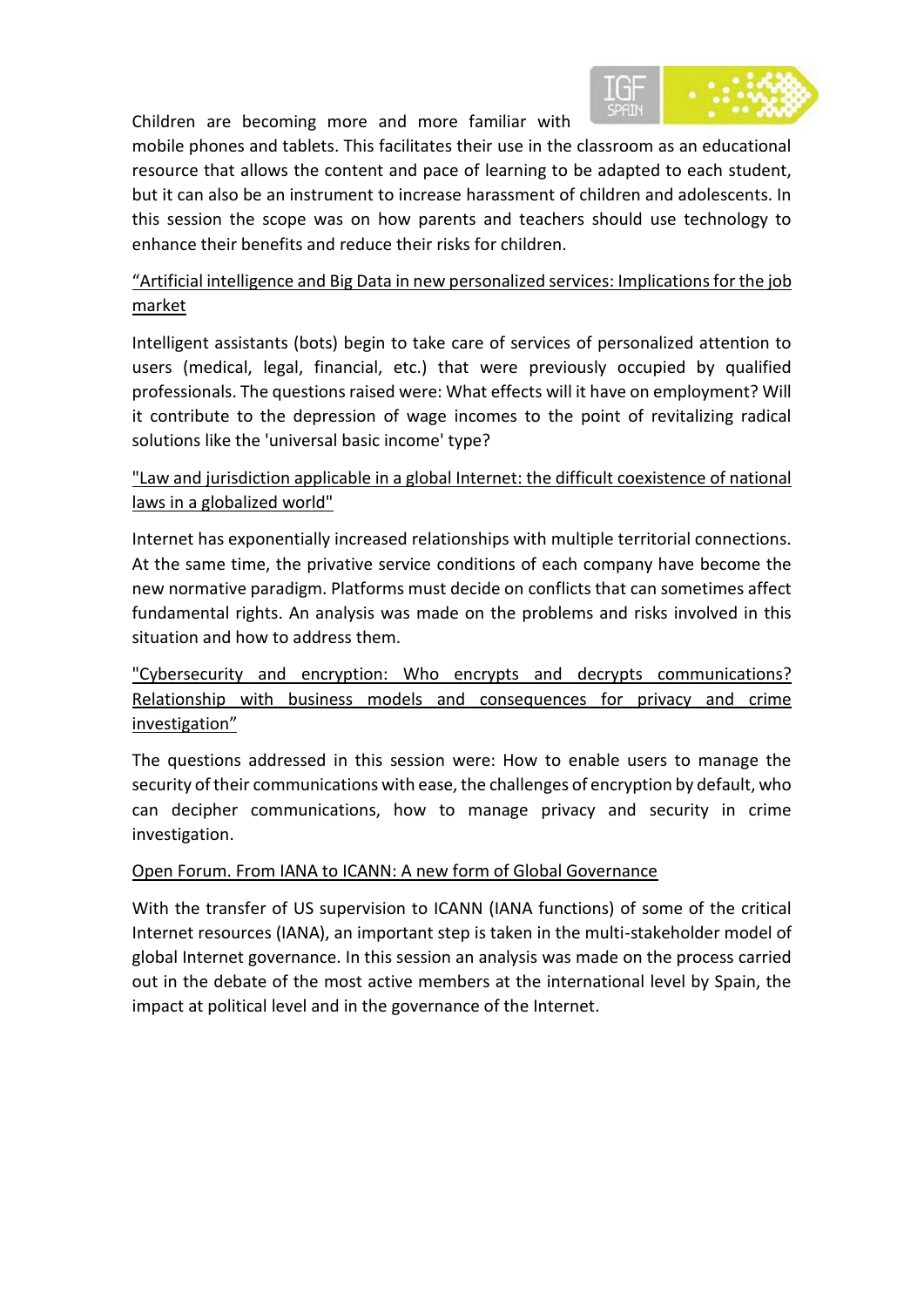Children are becoming more and more familiar with mobile phones and tablets. This facilitates their use in the classroom as an educational resource that allows the content and pace of learning to be adapted to each student, but it can also be an instrument to increase harassment of children and adolescents. In this session the scope was on how parents and teachers should use technology to enhance their benefits and reduce their risks for children.

“Artificial intelligence and Big Data in new personalized services: Implications for the job market

Intelligent assistants (bots) begin to take care of services of personalized attention to users (medical, legal, financial, etc.) that were previously occupied by qualified professionals. The questions raised were: What effects will it have on employment? Will it contribute to the depression of wage incomes to the point of revitalizing radical solutions like the 'universal basic income' type?

"Law and jurisdiction applicable in a global Internet: the difficult coexistence of national laws in a globalized world"

Internet has exponentially increased relationships with multiple territorial connections. At the same time, the privative service conditions of each company have become the new normative paradigm. Platforms must decide on conflicts that can sometimes affect fundamental rights. An analysis was made on the problems and risks involved in this situation and how to address them.

"Cybersecurity and encryption: Who encrypts and decrypts communications? Relationship with business models and consequences for privacy and crime investigation”

The questions addressed in this session were: How to enable users to manage the security of their communications with ease, the challenges of encryption by default, who can decipher communications, how to manage privacy and security in crime investigation.

Open Forum. From IANA to ICANN: A new form of Global Governance

With the transfer of US supervision to ICANN (IANA functions) of some of the critical Internet resources (IANA), an important step is taken in the multi-stakeholder model of global Internet governance. In this session an analysis was made on the process carried out in the debate of the most active members at the international level by Spain, the impact at political level and in the governance of the Internet.